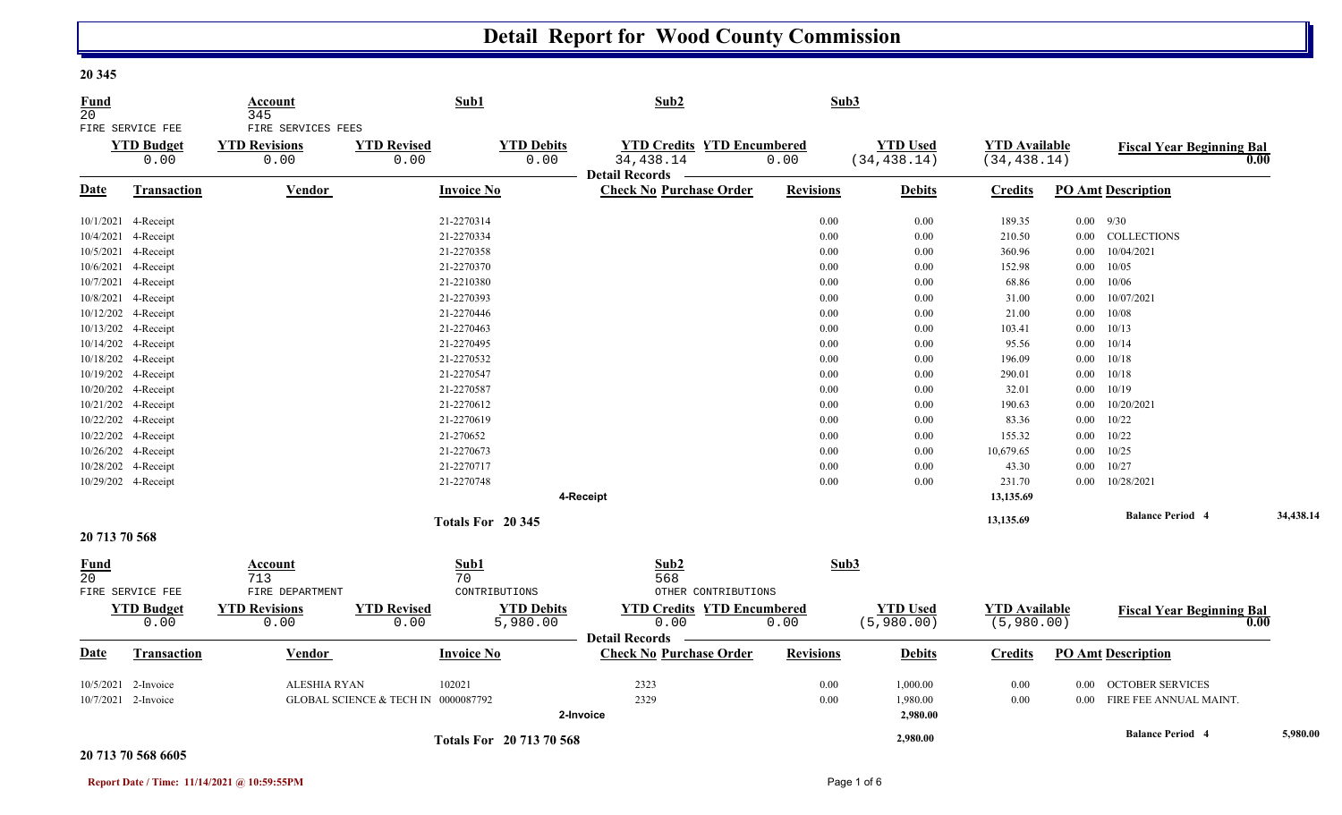# Detail Report for Wood County Commission

## 20 345

| Fund | Account | Sub1 | Sub2 | Sub3 |
|---|---|---|---|---|
| 20 | 345 | | | |
| FIRE SERVICE FEE | FIRE SERVICES FEES | | | |

| YTD Budget | YTD Revisions | YTD Revised | YTD Debits | YTD Credits | YTD Encumbered | YTD Used | YTD Available | Fiscal Year Beginning Bal |
|---|---|---|---|---|---|---|---|---|
| 0.00 | 0.00 | 0.00 | 0.00 | 34,438.14 | 0.00 | (34,438.14) | (34,438.14) | 0.00 |

**Detail Records**

| Date | Transaction | Vendor | Invoice No | Check No | Purchase Order | Revisions | Debits | Credits | PO Amt | Description |
|---|---|---|---|---|---|---|---|---|---|---|
| 10/1/2021 | 4-Receipt | | 21-2270314 | | | 0.00 | 0.00 | 189.35 | 0.00 | 9/30 |
| 10/4/2021 | 4-Receipt | | 21-2270334 | | | 0.00 | 0.00 | 210.50 | 0.00 | COLLECTIONS |
| 10/5/2021 | 4-Receipt | | 21-2270358 | | | 0.00 | 0.00 | 360.96 | 0.00 | 10/04/2021 |
| 10/6/2021 | 4-Receipt | | 21-2270370 | | | 0.00 | 0.00 | 152.98 | 0.00 | 10/05 |
| 10/7/2021 | 4-Receipt | | 21-2210380 | | | 0.00 | 0.00 | 68.86 | 0.00 | 10/06 |
| 10/8/2021 | 4-Receipt | | 21-2270393 | | | 0.00 | 0.00 | 31.00 | 0.00 | 10/07/2021 |
| 10/12/202 | 4-Receipt | | 21-2270446 | | | 0.00 | 0.00 | 21.00 | 0.00 | 10/08 |
| 10/13/202 | 4-Receipt | | 21-2270463 | | | 0.00 | 0.00 | 103.41 | 0.00 | 10/13 |
| 10/14/202 | 4-Receipt | | 21-2270495 | | | 0.00 | 0.00 | 95.56 | 0.00 | 10/14 |
| 10/18/202 | 4-Receipt | | 21-2270532 | | | 0.00 | 0.00 | 196.09 | 0.00 | 10/18 |
| 10/19/202 | 4-Receipt | | 21-2270547 | | | 0.00 | 0.00 | 290.01 | 0.00 | 10/18 |
| 10/20/202 | 4-Receipt | | 21-2270587 | | | 0.00 | 0.00 | 32.01 | 0.00 | 10/19 |
| 10/21/202 | 4-Receipt | | 21-2270612 | | | 0.00 | 0.00 | 190.63 | 0.00 | 10/20/2021 |
| 10/22/202 | 4-Receipt | | 21-2270619 | | | 0.00 | 0.00 | 83.36 | 0.00 | 10/22 |
| 10/22/202 | 4-Receipt | | 21-270652 | | | 0.00 | 0.00 | 155.32 | 0.00 | 10/22 |
| 10/26/202 | 4-Receipt | | 21-2270673 | | | 0.00 | 0.00 | 10,679.65 | 0.00 | 10/25 |
| 10/28/202 | 4-Receipt | | 21-2270717 | | | 0.00 | 0.00 | 43.30 | 0.00 | 10/27 |
| 10/29/202 | 4-Receipt | | 21-2270748 | | | 0.00 | 0.00 | 231.70 | 0.00 | 10/28/2021 |
| | **4-Receipt** | | | | | | | **13,135.69** | | |
| | **Totals For 20 345** | | | | | | | **13,135.69** | | **Balance Period 4** 34,438.14 |

## 20 713 70 568

| Fund | Account | Sub1 | Sub2 | Sub3 |
|---|---|---|---|---|
| 20 | 713 | 70 | 568 | |
| FIRE SERVICE FEE | FIRE DEPARTMENT | CONTRIBUTIONS | OTHER CONTRIBUTIONS | |

| YTD Budget | YTD Revisions | YTD Revised | YTD Debits | YTD Credits | YTD Encumbered | YTD Used | YTD Available | Fiscal Year Beginning Bal |
|---|---|---|---|---|---|---|---|---|
| 0.00 | 0.00 | 0.00 | 5,980.00 | 0.00 | 0.00 | (5,980.00) | (5,980.00) | 0.00 |

**Detail Records**

| Date | Transaction | Vendor | Invoice No | Check No | Purchase Order | Revisions | Debits | Credits | PO Amt | Description |
|---|---|---|---|---|---|---|---|---|---|---|
| 10/5/2021 | 2-Invoice | ALESHIA RYAN | 102021 | 2323 | | 0.00 | 1,000.00 | 0.00 | 0.00 | OCTOBER SERVICES |
| 10/7/2021 | 2-Invoice | GLOBAL SCIENCE & TECH IN | 0000087792 | 2329 | | 0.00 | 1,980.00 | 0.00 | 0.00 | FIRE FEE ANNUAL MAINT. |
| | **2-Invoice** | | | | | | **2,980.00** | | | |
| | **Totals For 20 713 70 568** | | | | | | **2,980.00** | | | **Balance Period 4** 5,980.00 |

## 20 713 70 568 6605

**Report Date / Time: 11/14/2021 @ 10:59:55PM**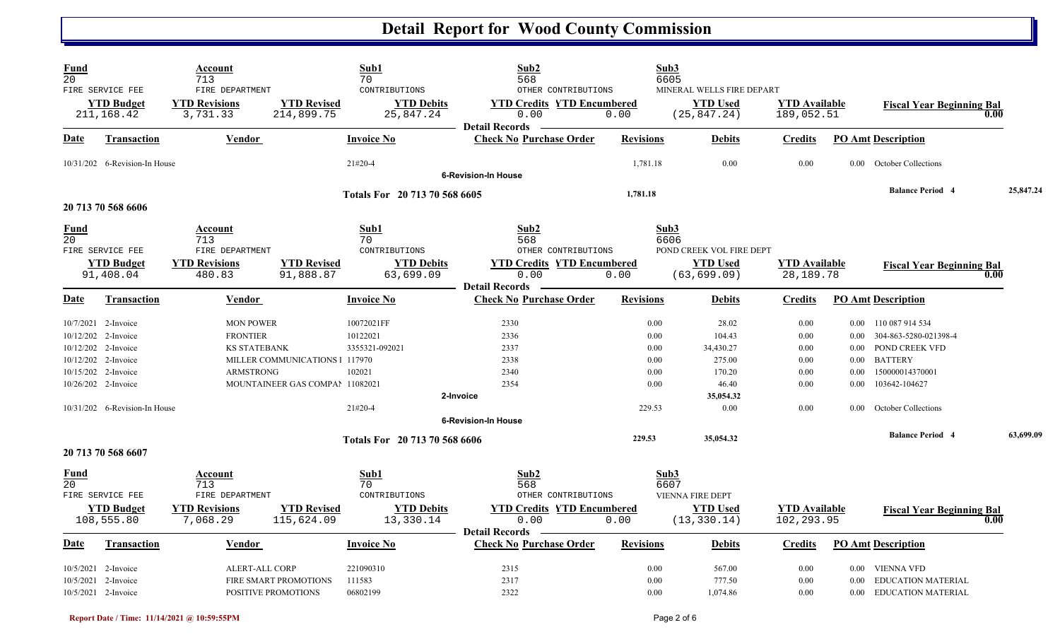# Detail Report for Wood County Commission

| Fund | Account | | Sub1 | Sub2 | | Sub3 | | |
|---|---|---|---|---|---|---|---|---|
| 20 | 713 | | 70 | 568 | | 6605 | | |
| FIRE SERVICE FEE | FIRE DEPARTMENT | | CONTRIBUTIONS | OTHER CONTRIBUTIONS | | MINERAL WELLS FIRE DEPART | | |
| **YTD Budget** | **YTD Revisions** | **YTD Revised** | **YTD Debits** | **YTD Credits** | **YTD Encumbered** | **YTD Used** | **YTD Available** | **Fiscal Year Beginning Bal** |
| 211,168.42 | 3,731.33 | 214,899.75 | 25,847.24 | 0.00 | 0.00 | (25,847.24) | 189,052.51 | 0.00 |

**Detail Records**

| Date | Transaction | Vendor | Invoice No | Check No | Purchase Order | Revisions | Debits | Credits | PO Amt | Description |
|---|---|---|---|---|---|---|---|---|---|---|
| 10/31/202 | 6-Revision-In House | | 21#20-4 | | | 1,781.18 | 0.00 | 0.00 | 0.00 | October Collections |
| | 6-Revision-In House | | | | | | | | | |
| | Totals For 20 713 70 568 6605 | | | | | 1,781.18 | | | | Balance Period 4 25,847.24 |

## 20 713 70 568 6606

| Fund | Account | | Sub1 | Sub2 | | Sub3 | | |
|---|---|---|---|---|---|---|---|---|
| 20 | 713 | | 70 | 568 | | 6606 | | |
| FIRE SERVICE FEE | FIRE DEPARTMENT | | CONTRIBUTIONS | OTHER CONTRIBUTIONS | | POND CREEK VOL FIRE DEPT | | |
| **YTD Budget** | **YTD Revisions** | **YTD Revised** | **YTD Debits** | **YTD Credits** | **YTD Encumbered** | **YTD Used** | **YTD Available** | **Fiscal Year Beginning Bal** |
| 91,408.04 | 480.83 | 91,888.87 | 63,699.09 | 0.00 | 0.00 | (63,699.09) | 28,189.78 | 0.00 |

**Detail Records**

| Date | Transaction | Vendor | Invoice No | Check No | Purchase Order | Revisions | Debits | Credits | PO Amt | Description |
|---|---|---|---|---|---|---|---|---|---|---|
| 10/7/2021 | 2-Invoice | MON POWER | 10072021FF | 2330 | | 0.00 | 28.02 | 0.00 | 0.00 | 110 087 914 534 |
| 10/12/202 | 2-Invoice | FRONTIER | 10122021 | 2336 | | 0.00 | 104.43 | 0.00 | 0.00 | 304-863-5280-021398-4 |
| 10/12/202 | 2-Invoice | KS STATEBANK | 3355321-092021 | 2337 | | 0.00 | 34,430.27 | 0.00 | 0.00 | POND CREEK VFD |
| 10/12/202 | 2-Invoice | MILLER COMMUNICATIONS I | 117970 | 2338 | | 0.00 | 275.00 | 0.00 | 0.00 | BATTERY |
| 10/15/202 | 2-Invoice | ARMSTRONG | 102021 | 2340 | | 0.00 | 170.20 | 0.00 | 0.00 | 150000014370001 |
| 10/26/202 | 2-Invoice | MOUNTAINEER GAS COMPAN | 11082021 | 2354 | | 0.00 | 46.40 | 0.00 | 0.00 | 103642-104627 |
| | 2-Invoice | | | | | | 35,054.32 | | | |
| 10/31/202 | 6-Revision-In House | | 21#20-4 | | | 229.53 | 0.00 | 0.00 | 0.00 | October Collections |
| | 6-Revision-In House | | | | | | | | | |
| | Totals For 20 713 70 568 6606 | | | | | 229.53 | 35,054.32 | | | Balance Period 4 63,699.09 |

## 20 713 70 568 6607

| Fund | Account | | Sub1 | Sub2 | | Sub3 | | |
|---|---|---|---|---|---|---|---|---|
| 20 | 713 | | 70 | 568 | | 6607 | | |
| FIRE SERVICE FEE | FIRE DEPARTMENT | | CONTRIBUTIONS | OTHER CONTRIBUTIONS | | VIENNA FIRE DEPT | | |
| **YTD Budget** | **YTD Revisions** | **YTD Revised** | **YTD Debits** | **YTD Credits** | **YTD Encumbered** | **YTD Used** | **YTD Available** | **Fiscal Year Beginning Bal** |
| 108,555.80 | 7,068.29 | 115,624.09 | 13,330.14 | 0.00 | 0.00 | (13,330.14) | 102,293.95 | 0.00 |

**Detail Records**

| Date | Transaction | Vendor | Invoice No | Check No | Purchase Order | Revisions | Debits | Credits | PO Amt | Description |
|---|---|---|---|---|---|---|---|---|---|---|
| 10/5/2021 | 2-Invoice | ALERT-ALL CORP | 221090310 | 2315 | | 0.00 | 567.00 | 0.00 | 0.00 | VIENNA VFD |
| 10/5/2021 | 2-Invoice | FIRE SMART PROMOTIONS | 111583 | 2317 | | 0.00 | 777.50 | 0.00 | 0.00 | EDUCATION MATERIAL |
| 10/5/2021 | 2-Invoice | POSITIVE PROMOTIONS | 06802199 | 2322 | | 0.00 | 1,074.86 | 0.00 | 0.00 | EDUCATION MATERIAL |

Report Date / Time: 11/14/2021 @ 10:59:55PM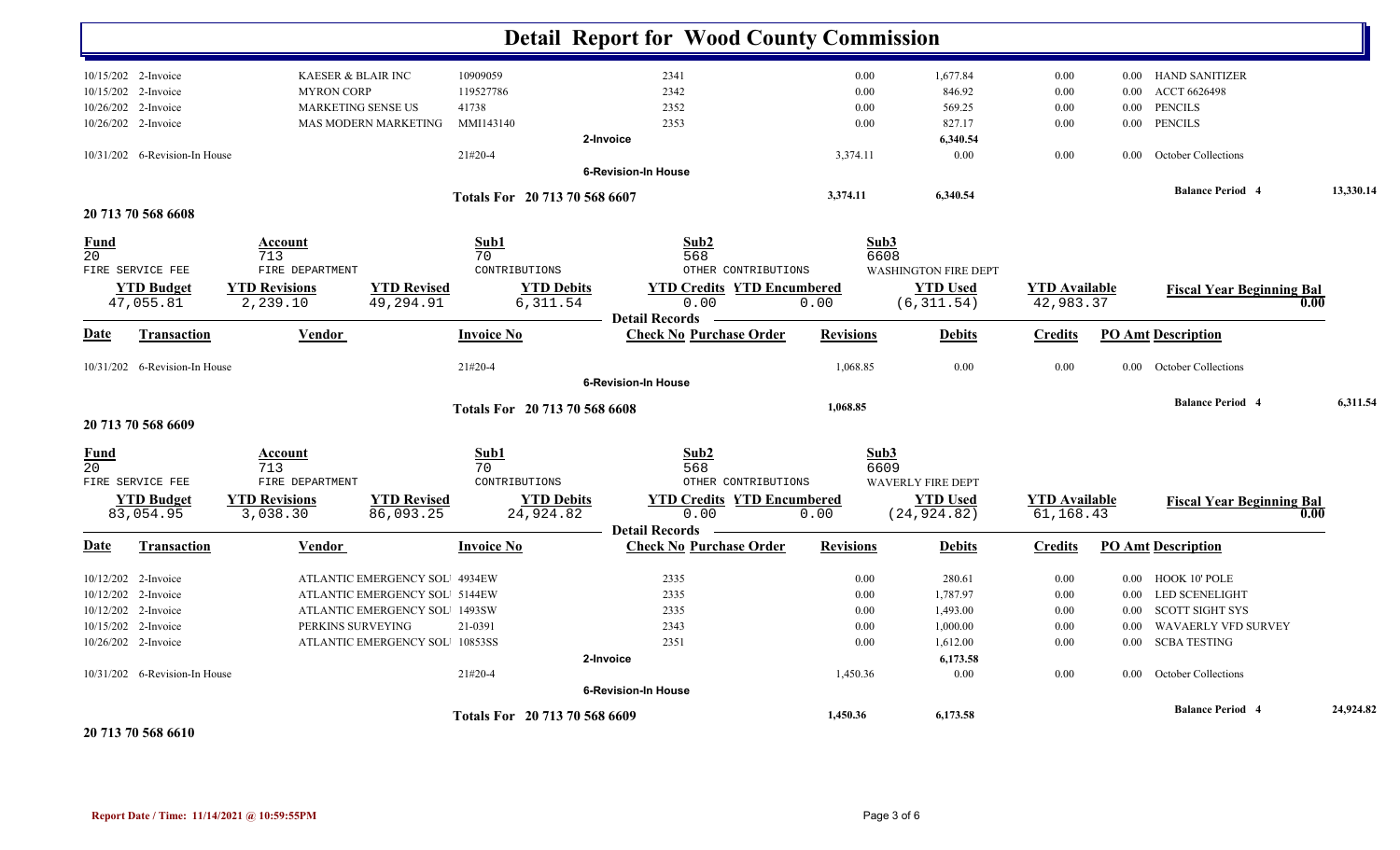# Detail Report for Wood County Commission

| Date | Transaction | Vendor | Invoice No | Check No Purchase Order | Revisions | Debits | Credits | PO Amt Description | |
|---|---|---|---|---|---|---|---|---|---|
| 10/15/202 | 2-Invoice | KAESER & BLAIR INC | 10909059 | 2341 | 0.00 | 1,677.84 | 0.00 | 0.00 HAND SANITIZER | |
| 10/15/202 | 2-Invoice | MYRON CORP | 119527786 | 2342 | 0.00 | 846.92 | 0.00 | 0.00 ACCT 6626498 | |
| 10/26/202 | 2-Invoice | MARKETING SENSE US | 41738 | 2352 | 0.00 | 569.25 | 0.00 | 0.00 PENCILS | |
| 10/26/202 | 2-Invoice | MAS MODERN MARKETING | MMI143140 | 2353 | 0.00 | 827.17 | 0.00 | 0.00 PENCILS | |
| | | | | 2-Invoice | | 6,340.54 | | | |
| 10/31/202 | 6-Revision-In House | | 21#20-4 | | 3,374.11 | 0.00 | 0.00 | 0.00 October Collections | |
| | | | | 6-Revision-In House | | | | | |
| | | | Totals For 20 713 70 568 6607 | | 3,374.11 | 6,340.54 | | Balance Period 4 | 13,330.14 |

## 20 713 70 568 6608

| Fund | Account | Sub1 | Sub2 | Sub3 |
|---|---|---|---|---|
| 20 | 713 | 70 | 568 | 6608 |
| FIRE SERVICE FEE | FIRE DEPARTMENT | CONTRIBUTIONS | OTHER CONTRIBUTIONS | WASHINGTON FIRE DEPT |

| YTD Budget | YTD Revisions | YTD Revised | YTD Debits | YTD Credits | YTD Encumbered | YTD Used | YTD Available | Fiscal Year Beginning Bal |
|---|---|---|---|---|---|---|---|---|
| 47,055.81 | 2,239.10 | 49,294.91 | 6,311.54 | 0.00 | 0.00 | (6,311.54) | 42,983.37 | 0.00 |

Detail Records

| Date | Transaction | Vendor | Invoice No | Check No Purchase Order | Revisions | Debits | Credits | PO Amt Description | |
|---|---|---|---|---|---|---|---|---|---|
| 10/31/202 | 6-Revision-In House | | 21#20-4 | | 1,068.85 | 0.00 | 0.00 | 0.00 October Collections | |
| | | | | 6-Revision-In House | | | | | |
| | | | Totals For 20 713 70 568 6608 | | 1,068.85 | | | Balance Period 4 | 6,311.54 |

## 20 713 70 568 6609

| Fund | Account | Sub1 | Sub2 | Sub3 |
|---|---|---|---|---|
| 20 | 713 | 70 | 568 | 6609 |
| FIRE SERVICE FEE | FIRE DEPARTMENT | CONTRIBUTIONS | OTHER CONTRIBUTIONS | WAVERLY FIRE DEPT |

| YTD Budget | YTD Revisions | YTD Revised | YTD Debits | YTD Credits | YTD Encumbered | YTD Used | YTD Available | Fiscal Year Beginning Bal |
|---|---|---|---|---|---|---|---|---|
| 83,054.95 | 3,038.30 | 86,093.25 | 24,924.82 | 0.00 | 0.00 | (24,924.82) | 61,168.43 | 0.00 |

Detail Records

| Date | Transaction | Vendor | Invoice No | Check No Purchase Order | Revisions | Debits | Credits | PO Amt Description | |
|---|---|---|---|---|---|---|---|---|---|
| 10/12/202 | 2-Invoice | ATLANTIC EMERGENCY SOL | 4934EW | 2335 | 0.00 | 280.61 | 0.00 | 0.00 HOOK 10' POLE | |
| 10/12/202 | 2-Invoice | ATLANTIC EMERGENCY SOL | 5144EW | 2335 | 0.00 | 1,787.97 | 0.00 | 0.00 LED SCENELIGHT | |
| 10/12/202 | 2-Invoice | ATLANTIC EMERGENCY SOL | 1493SW | 2335 | 0.00 | 1,493.00 | 0.00 | 0.00 SCOTT SIGHT SYS | |
| 10/15/202 | 2-Invoice | PERKINS SURVEYING | 21-0391 | 2343 | 0.00 | 1,000.00 | 0.00 | 0.00 WAVAERLY VFD SURVEY | |
| 10/26/202 | 2-Invoice | ATLANTIC EMERGENCY SOL | 10853SS | 2351 | 0.00 | 1,612.00 | 0.00 | 0.00 SCBA TESTING | |
| | | | | 2-Invoice | | 6,173.58 | | | |
| 10/31/202 | 6-Revision-In House | | 21#20-4 | | 1,450.36 | 0.00 | 0.00 | 0.00 October Collections | |
| | | | | 6-Revision-In House | | | | | |
| | | | Totals For 20 713 70 568 6609 | | 1,450.36 | 6,173.58 | | Balance Period 4 | 24,924.82 |

## 20 713 70 568 6610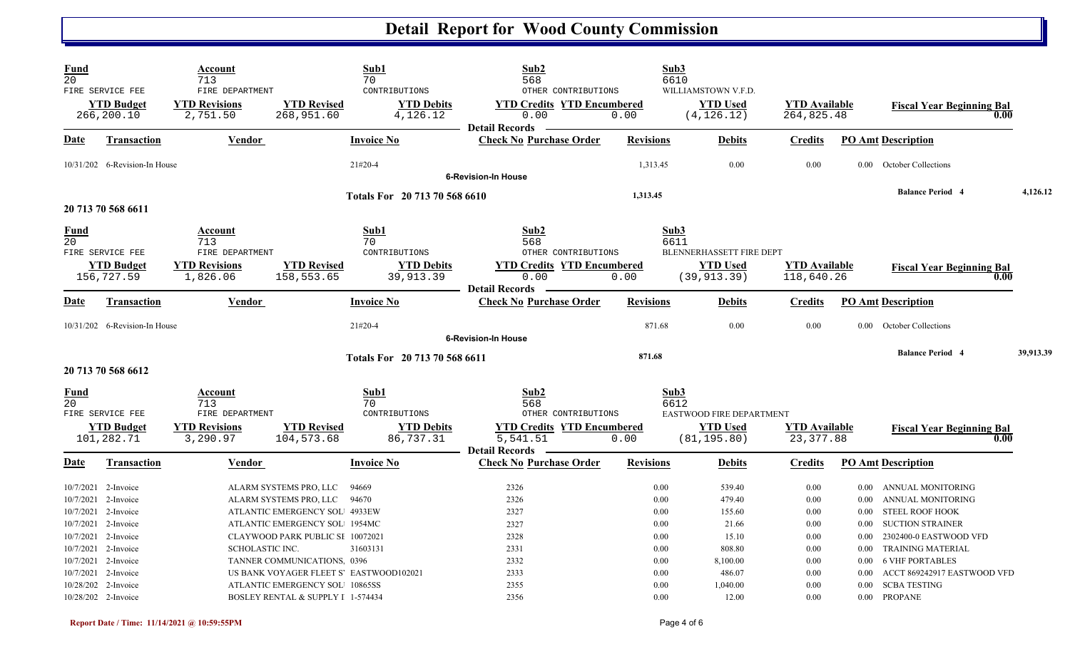# Detail Report for Wood County Commission

| Fund | Account | | Sub1 | Sub2 | | Sub3 | | |
|---|---|---|---|---|---|---|---|---|
| 20 | 713 | | 70 | 568 | | 6610 | | |
| FIRE SERVICE FEE | FIRE DEPARTMENT | | CONTRIBUTIONS | OTHER CONTRIBUTIONS | | WILLIAMSTOWN V.F.D. | | |
| **YTD Budget** | **YTD Revisions** | **YTD Revised** | **YTD Debits** | **YTD Credits** | **YTD Encumbered** | **YTD Used** | **YTD Available** | **Fiscal Year Beginning Bal** |
| 266,200.10 | 2,751.50 | 268,951.60 | 4,126.12 | 0.00 | 0.00 | (4,126.12) | 264,825.48 | 0.00 |

**Detail Records**

| Date | Transaction | Vendor | Invoice No | Check No | Purchase Order | Revisions | Debits | Credits | PO Amt | Description |
|---|---|---|---|---|---|---|---|---|---|---|
| 10/31/202 | 6-Revision-In House | | 21#20-4 | | | 1,313.45 | 0.00 | 0.00 | 0.00 | October Collections |

6-Revision-In House

Totals For 20 713 70 568 6610 — 1,313.45 — Balance Period 4 — 4,126.12

## 20 713 70 568 6611

| Fund | Account | | Sub1 | Sub2 | | Sub3 | | |
|---|---|---|---|---|---|---|---|---|
| 20 | 713 | | 70 | 568 | | 6611 | | |
| FIRE SERVICE FEE | FIRE DEPARTMENT | | CONTRIBUTIONS | OTHER CONTRIBUTIONS | | BLENNERHASSETT FIRE DEPT | | |
| **YTD Budget** | **YTD Revisions** | **YTD Revised** | **YTD Debits** | **YTD Credits** | **YTD Encumbered** | **YTD Used** | **YTD Available** | **Fiscal Year Beginning Bal** |
| 156,727.59 | 1,826.06 | 158,553.65 | 39,913.39 | 0.00 | 0.00 | (39,913.39) | 118,640.26 | 0.00 |

**Detail Records**

| Date | Transaction | Vendor | Invoice No | Check No | Purchase Order | Revisions | Debits | Credits | PO Amt | Description |
|---|---|---|---|---|---|---|---|---|---|---|
| 10/31/202 | 6-Revision-In House | | 21#20-4 | | | 871.68 | 0.00 | 0.00 | 0.00 | October Collections |

6-Revision-In House

Totals For 20 713 70 568 6611 — 871.68 — Balance Period 4 — 39,913.39

## 20 713 70 568 6612

| Fund | Account | | Sub1 | Sub2 | | Sub3 | | |
|---|---|---|---|---|---|---|---|---|
| 20 | 713 | | 70 | 568 | | 6612 | | |
| FIRE SERVICE FEE | FIRE DEPARTMENT | | CONTRIBUTIONS | OTHER CONTRIBUTIONS | | EASTWOOD FIRE DEPARTMENT | | |
| **YTD Budget** | **YTD Revisions** | **YTD Revised** | **YTD Debits** | **YTD Credits** | **YTD Encumbered** | **YTD Used** | **YTD Available** | **Fiscal Year Beginning Bal** |
| 101,282.71 | 3,290.97 | 104,573.68 | 86,737.31 | 5,541.51 | 0.00 | (81,195.80) | 23,377.88 | 0.00 |

**Detail Records**

| Date | Transaction | Vendor | Invoice No | Check No | Purchase Order | Revisions | Debits | Credits | PO Amt | Description |
|---|---|---|---|---|---|---|---|---|---|---|
| 10/7/2021 | 2-Invoice | ALARM SYSTEMS PRO, LLC | 94669 | 2326 | | 0.00 | 539.40 | 0.00 | 0.00 | ANNUAL MONITORING |
| 10/7/2021 | 2-Invoice | ALARM SYSTEMS PRO, LLC | 94670 | 2326 | | 0.00 | 479.40 | 0.00 | 0.00 | ANNUAL MONITORING |
| 10/7/2021 | 2-Invoice | ATLANTIC EMERGENCY SOLU | 4933EW | 2327 | | 0.00 | 155.60 | 0.00 | 0.00 | STEEL ROOF HOOK |
| 10/7/2021 | 2-Invoice | ATLANTIC EMERGENCY SOLU | 1954MC | 2327 | | 0.00 | 21.66 | 0.00 | 0.00 | SUCTION STRAINER |
| 10/7/2021 | 2-Invoice | CLAYWOOD PARK PUBLIC SE | 10072021 | 2328 | | 0.00 | 15.10 | 0.00 | 0.00 | 2302400-0 EASTWOOD VFD |
| 10/7/2021 | 2-Invoice | SCHOLASTIC INC. | 31603131 | 2331 | | 0.00 | 808.80 | 0.00 | 0.00 | TRAINING MATERIAL |
| 10/7/2021 | 2-Invoice | TANNER COMMUNICATIONS, | 0396 | 2332 | | 0.00 | 8,100.00 | 0.00 | 0.00 | 6 VHF PORTABLES |
| 10/7/2021 | 2-Invoice | US BANK VOYAGER FLEET S' | EASTWOOD102021 | 2333 | | 0.00 | 486.07 | 0.00 | 0.00 | ACCT 869242917 EASTWOOD VFD |
| 10/28/202 | 2-Invoice | ATLANTIC EMERGENCY SOLU | 10865SS | 2355 | | 0.00 | 1,040.00 | 0.00 | 0.00 | SCBA TESTING |
| 10/28/202 | 2-Invoice | BOSLEY RENTAL & SUPPLY I | 1-574434 | 2356 | | 0.00 | 12.00 | 0.00 | 0.00 | PROPANE |

Report Date / Time: 11/14/2021 @ 10:59:55PM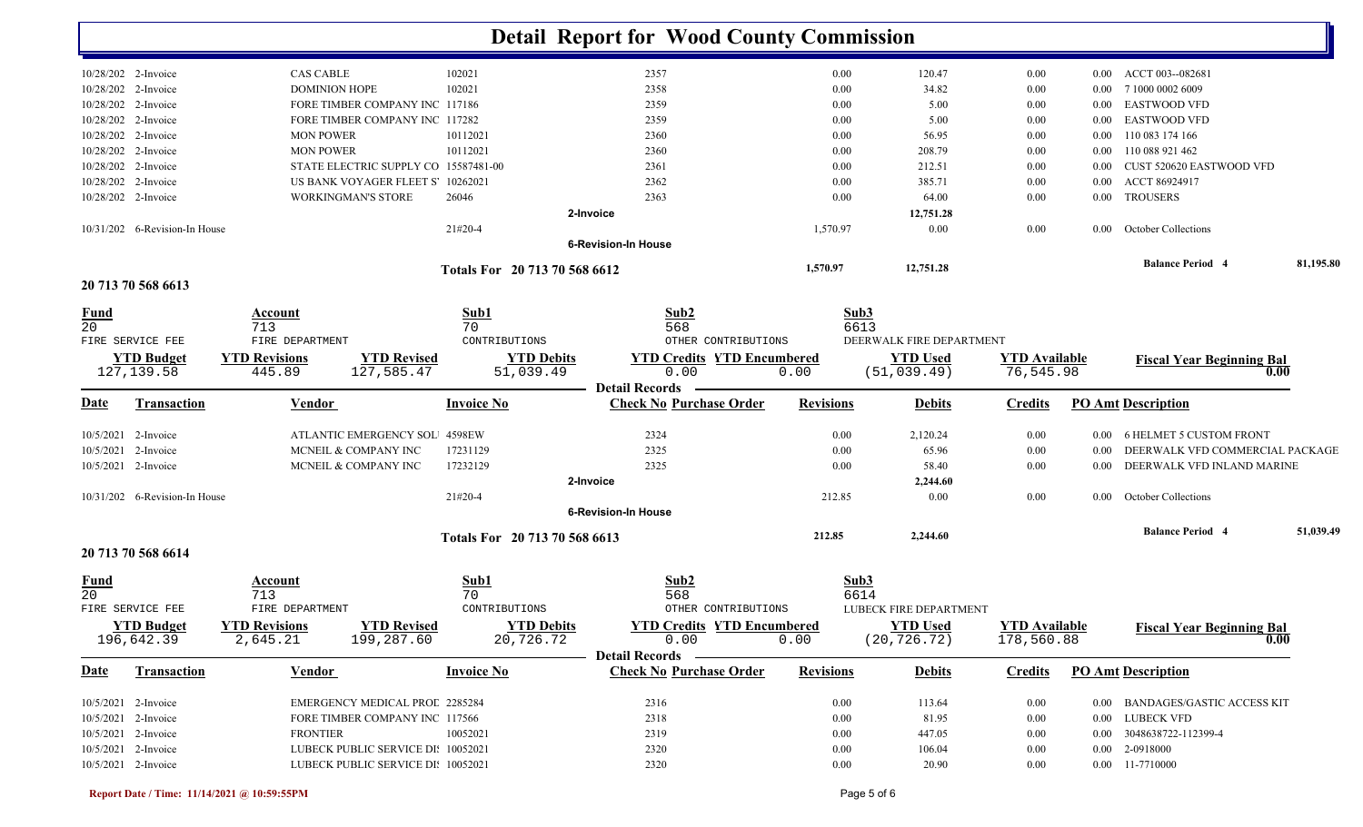# Detail Report for Wood County Commission

| Date | Transaction | Vendor | Invoice No | Check No Purchase Order | Revisions | Debits | Credits | PO Amt Description |
|---|---|---|---|---|---|---|---|---|
| 10/28/202 | 2-Invoice | CAS CABLE | 102021 | 2357 | 0.00 | 120.47 | 0.00 | 0.00 ACCT 003--082681 |
| 10/28/202 | 2-Invoice | DOMINION HOPE | 102021 | 2358 | 0.00 | 34.82 | 0.00 | 0.00 7 1000 0002 6009 |
| 10/28/202 | 2-Invoice | FORE TIMBER COMPANY INC | 117186 | 2359 | 0.00 | 5.00 | 0.00 | 0.00 EASTWOOD VFD |
| 10/28/202 | 2-Invoice | FORE TIMBER COMPANY INC | 117282 | 2359 | 0.00 | 5.00 | 0.00 | 0.00 EASTWOOD VFD |
| 10/28/202 | 2-Invoice | MON POWER | 10112021 | 2360 | 0.00 | 56.95 | 0.00 | 0.00 110 083 174 166 |
| 10/28/202 | 2-Invoice | MON POWER | 10112021 | 2360 | 0.00 | 208.79 | 0.00 | 0.00 110 088 921 462 |
| 10/28/202 | 2-Invoice | STATE ELECTRIC SUPPLY CO | 15587481-00 | 2361 | 0.00 | 212.51 | 0.00 | 0.00 CUST 520620 EASTWOOD VFD |
| 10/28/202 | 2-Invoice | US BANK VOYAGER FLEET S' | 10262021 | 2362 | 0.00 | 385.71 | 0.00 | 0.00 ACCT 86924917 |
| 10/28/202 | 2-Invoice | WORKINGMAN'S STORE | 26046 | 2363 | 0.00 | 64.00 | 0.00 | 0.00 TROUSERS |
| | | | | 2-Invoice | | 12,751.28 | | |
| 10/31/202 | 6-Revision-In House | | 21#20-4 | | 1,570.97 | 0.00 | 0.00 | 0.00 October Collections |
| | | | | 6-Revision-In House | | | | |
| | | | Totals For 20 713 70 568 6612 | | 1,570.97 | 12,751.28 | | Balance Period 4 81,195.80 |

## 20 713 70 568 6613

| Fund | Account | Sub1 | Sub2 | Sub3 |
|---|---|---|---|---|
| 20 | 713 | 70 | 568 | 6613 |
| FIRE SERVICE FEE | FIRE DEPARTMENT | CONTRIBUTIONS | OTHER CONTRIBUTIONS | DEERWALK FIRE DEPARTMENT |

| YTD Budget | YTD Revisions | YTD Revised | YTD Debits | YTD Credits | YTD Encumbered | YTD Used | YTD Available | Fiscal Year Beginning Bal |
|---|---|---|---|---|---|---|---|---|
| 127,139.58 | 445.89 | 127,585.47 | 51,039.49 | 0.00 | 0.00 | (51,039.49) | 76,545.98 | 0.00 |

**Detail Records**

| Date | Transaction | Vendor | Invoice No | Check No Purchase Order | Revisions | Debits | Credits | PO Amt Description |
|---|---|---|---|---|---|---|---|---|
| 10/5/2021 | 2-Invoice | ATLANTIC EMERGENCY SOLU | 4598EW | 2324 | 0.00 | 2,120.24 | 0.00 | 0.00 6 HELMET 5 CUSTOM FRONT |
| 10/5/2021 | 2-Invoice | MCNEIL & COMPANY INC | 17231129 | 2325 | 0.00 | 65.96 | 0.00 | 0.00 DEERWALK VFD COMMERCIAL PACKAGE |
| 10/5/2021 | 2-Invoice | MCNEIL & COMPANY INC | 17232129 | 2325 | 0.00 | 58.40 | 0.00 | 0.00 DEERWALK VFD INLAND MARINE |
| | | | | 2-Invoice | | 2,244.60 | | |
| 10/31/202 | 6-Revision-In House | | 21#20-4 | | 212.85 | 0.00 | 0.00 | 0.00 October Collections |
| | | | | 6-Revision-In House | | | | |
| | | | Totals For 20 713 70 568 6613 | | 212.85 | 2,244.60 | | Balance Period 4 51,039.49 |

## 20 713 70 568 6614

| Fund | Account | Sub1 | Sub2 | Sub3 |
|---|---|---|---|---|
| 20 | 713 | 70 | 568 | 6614 |
| FIRE SERVICE FEE | FIRE DEPARTMENT | CONTRIBUTIONS | OTHER CONTRIBUTIONS | LUBECK FIRE DEPARTMENT |

| YTD Budget | YTD Revisions | YTD Revised | YTD Debits | YTD Credits | YTD Encumbered | YTD Used | YTD Available | Fiscal Year Beginning Bal |
|---|---|---|---|---|---|---|---|---|
| 196,642.39 | 2,645.21 | 199,287.60 | 20,726.72 | 0.00 | 0.00 | (20,726.72) | 178,560.88 | 0.00 |

**Detail Records**

| Date | Transaction | Vendor | Invoice No | Check No Purchase Order | Revisions | Debits | Credits | PO Amt Description |
|---|---|---|---|---|---|---|---|---|
| 10/5/2021 | 2-Invoice | EMERGENCY MEDICAL PROD | 2285284 | 2316 | 0.00 | 113.64 | 0.00 | 0.00 BANDAGES/GASTIC ACCESS KIT |
| 10/5/2021 | 2-Invoice | FORE TIMBER COMPANY INC | 117566 | 2318 | 0.00 | 81.95 | 0.00 | 0.00 LUBECK VFD |
| 10/5/2021 | 2-Invoice | FRONTIER | 10052021 | 2319 | 0.00 | 447.05 | 0.00 | 0.00 3048638722-112399-4 |
| 10/5/2021 | 2-Invoice | LUBECK PUBLIC SERVICE DIS | 10052021 | 2320 | 0.00 | 106.04 | 0.00 | 0.00 2-0918000 |
| 10/5/2021 | 2-Invoice | LUBECK PUBLIC SERVICE DIS | 10052021 | 2320 | 0.00 | 20.90 | 0.00 | 0.00 11-7710000 |

Report Date / Time: 11/14/2021 @ 10:59:55PM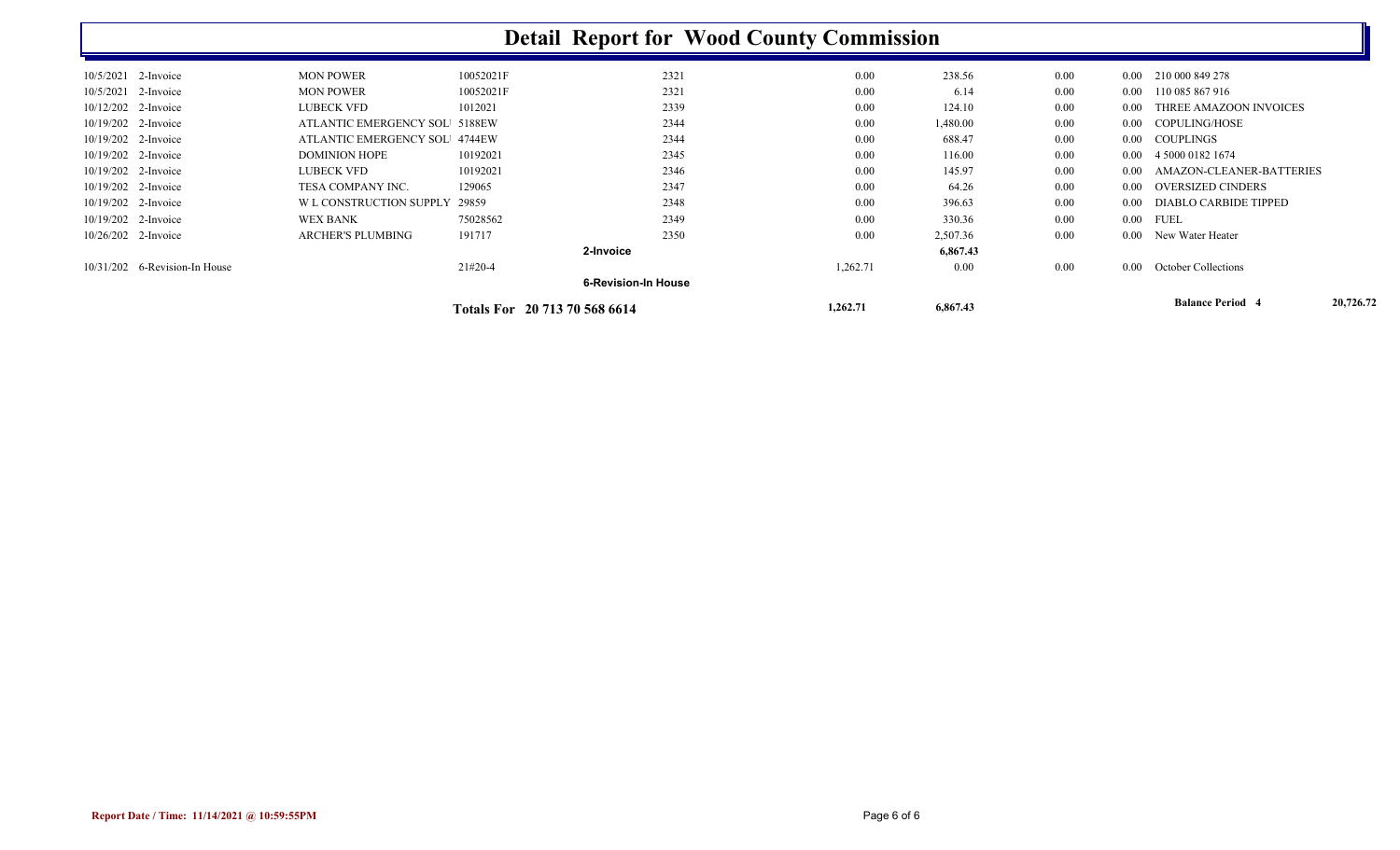# Detail Report for Wood County Commission

| | | | | | | | | | |
|---|---|---|---|---|---|---|---|---|---|
| 10/5/2021 | 2-Invoice | MON POWER | 10052021F | 2321 | 0.00 | 238.56 | 0.00 | 0.00 | 210 000 849 278 |
| 10/5/2021 | 2-Invoice | MON POWER | 10052021F | 2321 | 0.00 | 6.14 | 0.00 | 0.00 | 110 085 867 916 |
| 10/12/202 | 2-Invoice | LUBECK VFD | 1012021 | 2339 | 0.00 | 124.10 | 0.00 | 0.00 | THREE AMAZOON INVOICES |
| 10/19/202 | 2-Invoice | ATLANTIC EMERGENCY SOL | 5188EW | 2344 | 0.00 | 1,480.00 | 0.00 | 0.00 | COPULING/HOSE |
| 10/19/202 | 2-Invoice | ATLANTIC EMERGENCY SOL | 4744EW | 2344 | 0.00 | 688.47 | 0.00 | 0.00 | COUPLINGS |
| 10/19/202 | 2-Invoice | DOMINION HOPE | 10192021 | 2345 | 0.00 | 116.00 | 0.00 | 0.00 | 4 5000 0182 1674 |
| 10/19/202 | 2-Invoice | LUBECK VFD | 10192021 | 2346 | 0.00 | 145.97 | 0.00 | 0.00 | AMAZON-CLEANER-BATTERIES |
| 10/19/202 | 2-Invoice | TESA COMPANY INC. | 129065 | 2347 | 0.00 | 64.26 | 0.00 | 0.00 | OVERSIZED CINDERS |
| 10/19/202 | 2-Invoice | W L CONSTRUCTION SUPPLY | 29859 | 2348 | 0.00 | 396.63 | 0.00 | 0.00 | DIABLO CARBIDE TIPPED |
| 10/19/202 | 2-Invoice | WEX BANK | 75028562 | 2349 | 0.00 | 330.36 | 0.00 | 0.00 | FUEL |
| 10/26/202 | 2-Invoice | ARCHER'S PLUMBING | 191717 | 2350 | 0.00 | 2,507.36 | 0.00 | 0.00 | New Water Heater |
| | | | | **2-Invoice** | | **6,867.43** | | | |
| 10/31/202 | 6-Revision-In House | | 21#20-4 | | 1,262.71 | 0.00 | 0.00 | 0.00 | October Collections |
| | | | | **6-Revision-In House** | | | | | |
| | | **Totals For 20 713 70 568 6614** | | | **1,262.71** | **6,867.43** | | | **Balance Period 4** **20,726.72** |

**Report Date / Time: 11/14/2021 @ 10:59:55PM**